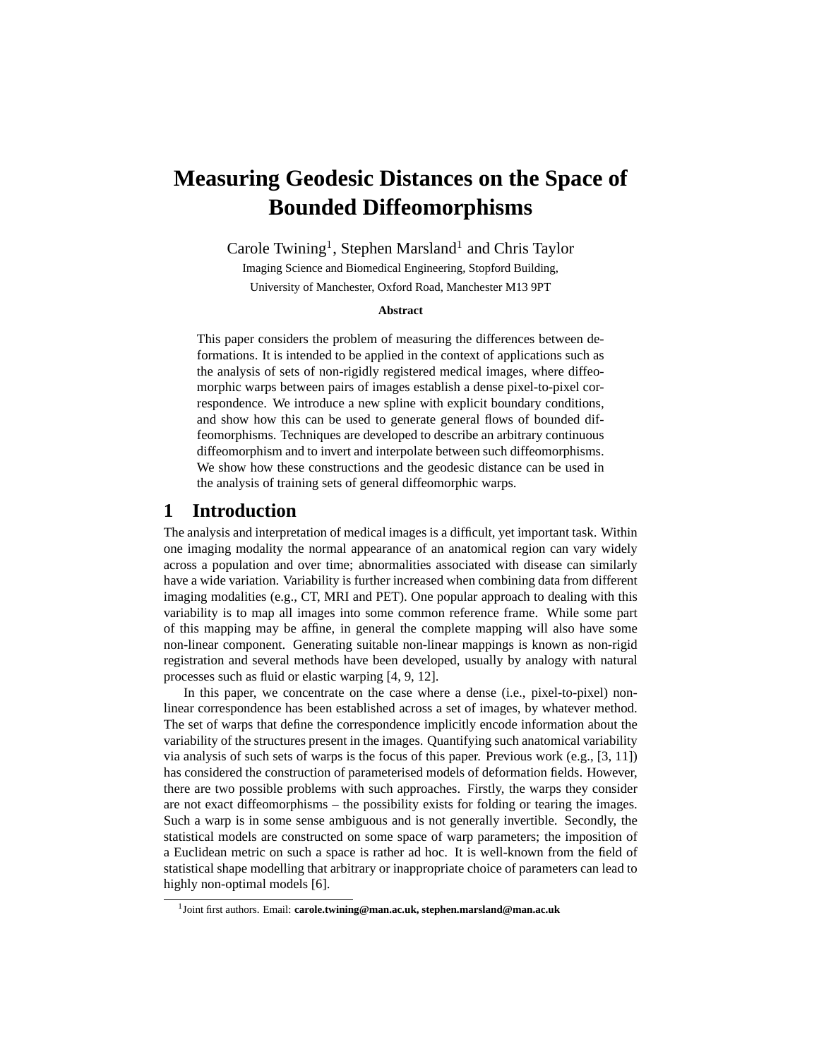# Measuring Geodesic Distances on the Space of Bounded Diffeomorphisms

Carole Twining[1], Stephen Marsland[1] and Chris Taylor

Imaging Science and Biomedical Engineering, Stopford Building,

University of Manchester, Oxford Road, Manchester M13 9PT

**Abstract**

This paper considers the problem of measuring the differences between deformations. It is intended to be applied in the context of applications such as the analysis of sets of non-rigidly registered medical images, where diffeomorphic warps between pairs of images establish a dense pixel-to-pixel correspondence. We introduce a new spline with explicit boundary conditions, and show how this can be used to generate general flows of bounded diffeomorphisms. Techniques are developed to describe an arbitrary continuous diffeomorphism and to invert and interpolate between such diffeomorphisms. We show how these constructions and the geodesic distance can be used in the analysis of training sets of general diffeomorphic warps.

## 1 Introduction

The analysis and interpretation of medical images is a difficult, yet important task. Within one imaging modality the normal appearance of an anatomical region can vary widely across a population and over time; abnormalities associated with disease can similarly have a wide variation. Variability is further increased when combining data from different imaging modalities (e.g., CT, MRI and PET). One popular approach to dealing with this variability is to map all images into some common reference frame. While some part of this mapping may be affine, in general the complete mapping will also have some non-linear component. Generating suitable non-linear mappings is known as non-rigid registration and several methods have been developed, usually by analogy with natural processes such as fluid or elastic warping [4, 9, 12].

In this paper, we concentrate on the case where a dense (i.e., pixel-to-pixel) non-linear correspondence has been established across a set of images, by whatever method. The set of warps that define the correspondence implicitly encode information about the variability of the structures present in the images. Quantifying such anatomical variability via analysis of such sets of warps is the focus of this paper. Previous work (e.g., [3, 11]) has considered the construction of parameterised models of deformation fields. However, there are two possible problems with such approaches. Firstly, the warps they consider are not exact diffeomorphisms – the possibility exists for folding or tearing the images. Such a warp is in some sense ambiguous and is not generally invertible. Secondly, the statistical models are constructed on some space of warp parameters; the imposition of a Euclidean metric on such a space is rather ad hoc. It is well-known from the field of statistical shape modelling that arbitrary or inappropriate choice of parameters can lead to highly non-optimal models [6].

[1] Joint first authors. Email: **carole.twining@man.ac.uk, stephen.marsland@man.ac.uk**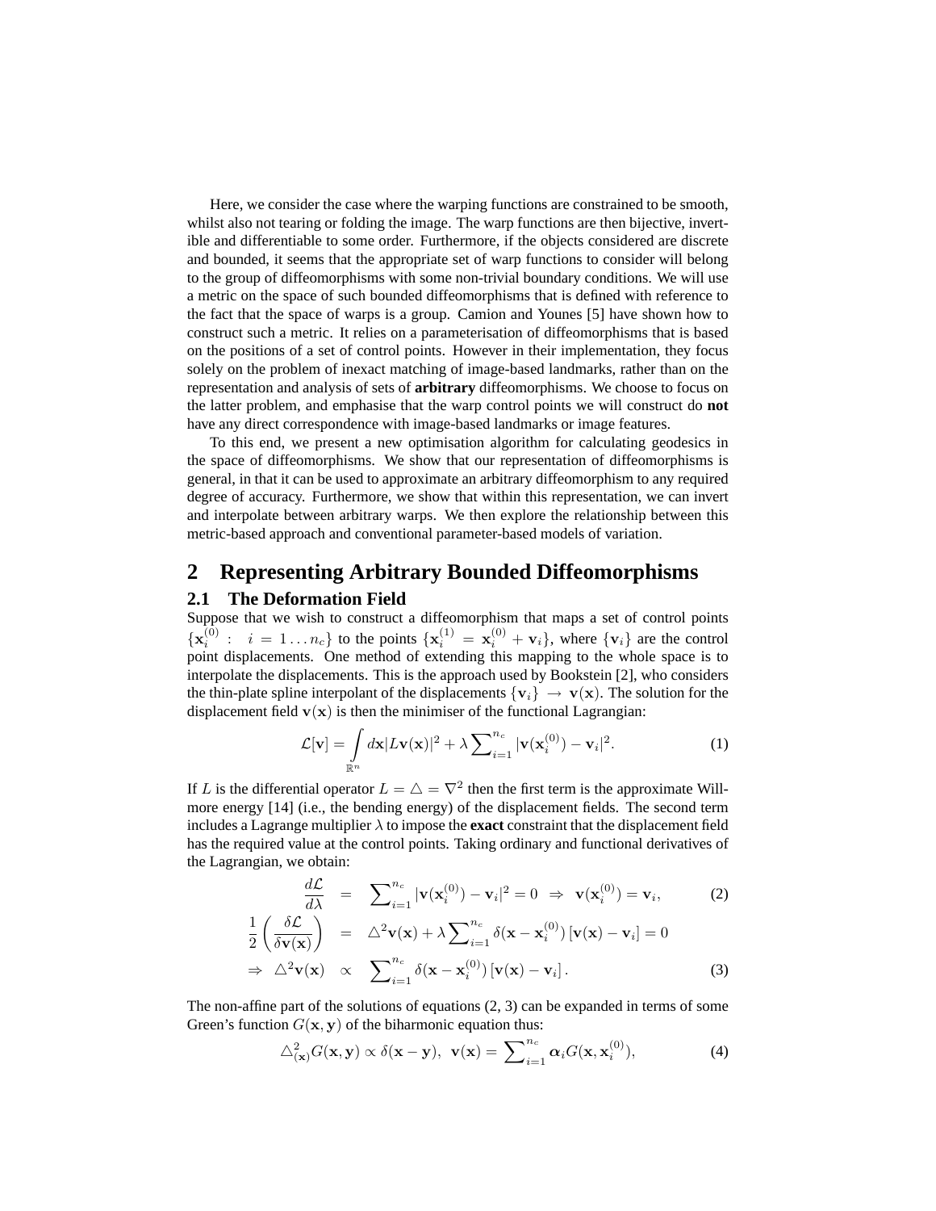Here, we consider the case where the warping functions are constrained to be smooth, whilst also not tearing or folding the image. The warp functions are then bijective, invertible and differentiable to some order. Furthermore, if the objects considered are discrete and bounded, it seems that the appropriate set of warp functions to consider will belong to the group of diffeomorphisms with some non-trivial boundary conditions. We will use a metric on the space of such bounded diffeomorphisms that is defined with reference to the fact that the space of warps is a group. Camion and Younes [5] have shown how to construct such a metric. It relies on a parameterisation of diffeomorphisms that is based on the positions of a set of control points. However in their implementation, they focus solely on the problem of inexact matching of image-based landmarks, rather than on the representation and analysis of sets of **arbitrary** diffeomorphisms. We choose to focus on the latter problem, and emphasise that the warp control points we will construct do **not** have any direct correspondence with image-based landmarks or image features.

To this end, we present a new optimisation algorithm for calculating geodesics in the space of diffeomorphisms. We show that our representation of diffeomorphisms is general, in that it can be used to approximate an arbitrary diffeomorphism to any required degree of accuracy. Furthermore, we show that within this representation, we can invert and interpolate between arbitrary warps. We then explore the relationship between this metric-based approach and conventional parameter-based models of variation.

# 2 Representing Arbitrary Bounded Diffeomorphisms

## 2.1 The Deformation Field

Suppose that we wish to construct a diffeomorphism that maps a set of control points $\{\mathbf{x}_i^{(0)} : \ i = 1 \ldots n_c\}$ to the points $\{\mathbf{x}_i^{(1)} = \mathbf{x}_i^{(0)} + \mathbf{v}_i\}$, where $\{\mathbf{v}_i\}$ are the control point displacements. One method of extending this mapping to the whole space is to interpolate the displacements. This is the approach used by Bookstein [2], who considers the thin-plate spline interpolant of the displacements $\{\mathbf{v}_i\} \rightarrow \mathbf{v}(\mathbf{x})$. The solution for the displacement field $\mathbf{v}(\mathbf{x})$ is then the minimiser of the functional Lagrangian:

$$\mathcal{L}[\mathbf{v}] = \int\limits_{\mathbb{R}^n} d\mathbf{x} |L\mathbf{v}(\mathbf{x})|^2 + \lambda \sum\nolimits_{i=1}^{n_c} |\mathbf{v}(\mathbf{x}_i^{(0)}) - \mathbf{v}_i|^2. \tag{1}$$

If $L$ is the differential operator $L = \triangle = \nabla^2$ then the first term is the approximate Willmore energy [14] (i.e., the bending energy) of the displacement fields. The second term includes a Lagrange multiplier $\lambda$ to impose the **exact** constraint that the displacement field has the required value at the control points. Taking ordinary and functional derivatives of the Lagrangian, we obtain:

$$\frac{d\mathcal{L}}{d\lambda} = \sum\nolimits_{i=1}^{n_c} |\mathbf{v}(\mathbf{x}_i^{(0)}) - \mathbf{v}_i|^2 = 0 \ \Rightarrow \ \mathbf{v}(\mathbf{x}_i^{(0)}) = \mathbf{v}_i, \tag{2}$$

$$\frac{1}{2}\left(\frac{\delta\mathcal{L}}{\delta\mathbf{v}(\mathbf{x})}\right) = \triangle^2\mathbf{v}(\mathbf{x}) + \lambda \sum\nolimits_{i=1}^{n_c} \delta(\mathbf{x} - \mathbf{x}_i^{(0)}) \left[\mathbf{v}(\mathbf{x}) - \mathbf{v}_i\right] = 0$$

$$\Rightarrow \ \triangle^2\mathbf{v}(\mathbf{x}) \propto \sum\nolimits_{i=1}^{n_c} \delta(\mathbf{x} - \mathbf{x}_i^{(0)}) \left[\mathbf{v}(\mathbf{x}) - \mathbf{v}_i\right]. \tag{3}$$

The non-affine part of the solutions of equations (2, 3) can be expanded in terms of some Green's function $G(\mathbf{x}, \mathbf{y})$ of the biharmonic equation thus:

$$\triangle^2_{(\mathbf{x})} G(\mathbf{x}, \mathbf{y}) \propto \delta(\mathbf{x} - \mathbf{y}), \ \ \mathbf{v}(\mathbf{x}) = \sum\nolimits_{i=1}^{n_c} \boldsymbol{\alpha}_i G(\mathbf{x}, \mathbf{x}_i^{(0)}), \tag{4}$$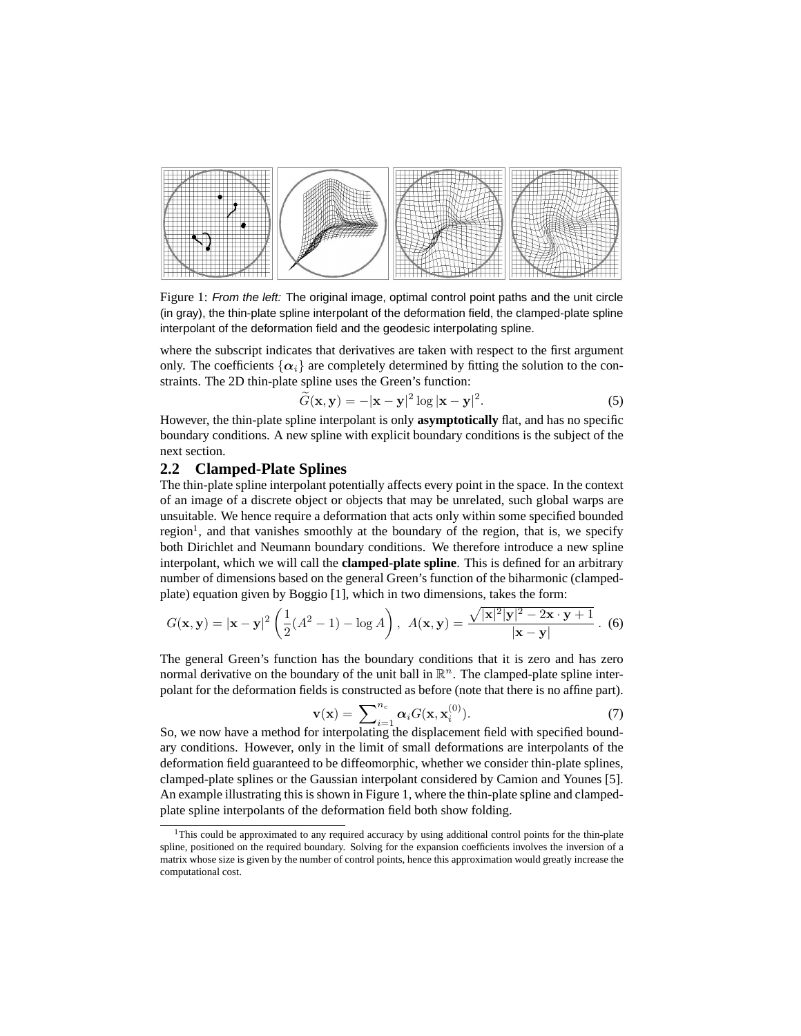Figure 1: *From the left:* The original image, optimal control point paths and the unit circle (in gray), the thin-plate spline interpolant of the deformation field, the clamped-plate spline interpolant of the deformation field and the geodesic interpolating spline.

where the subscript indicates that derivatives are taken with respect to the first argument only. The coefficients $\{\boldsymbol{\alpha}_i\}$ are completely determined by fitting the solution to the constraints. The 2D thin-plate spline uses the Green's function:

$$\widetilde{G}(\mathbf{x}, \mathbf{y}) = -|\mathbf{x} - \mathbf{y}|^2 \log |\mathbf{x} - \mathbf{y}|^2. \tag{5}$$

However, the thin-plate spline interpolant is only **asymptotically** flat, and has no specific boundary conditions. A new spline with explicit boundary conditions is the subject of the next section.

## 2.2 Clamped-Plate Splines

The thin-plate spline interpolant potentially affects every point in the space. In the context of an image of a discrete object or objects that may be unrelated, such global warps are unsuitable. We hence require a deformation that acts only within some specified bounded region[1], and that vanishes smoothly at the boundary of the region, that is, we specify both Dirichlet and Neumann boundary conditions. We therefore introduce a new spline interpolant, which we will call the **clamped-plate spline**. This is defined for an arbitrary number of dimensions based on the general Green's function of the biharmonic (clamped-plate) equation given by Boggio [1], which in two dimensions, takes the form:

$$G(\mathbf{x}, \mathbf{y}) = |\mathbf{x} - \mathbf{y}|^2 \left( \frac{1}{2}(A^2 - 1) - \log A \right), \ A(\mathbf{x}, \mathbf{y}) = \frac{\sqrt{|\mathbf{x}|^2 |\mathbf{y}|^2 - 2\mathbf{x} \cdot \mathbf{y} + 1}}{|\mathbf{x} - \mathbf{y}|}. \tag{6}$$

The general Green's function has the boundary conditions that it is zero and has zero normal derivative on the boundary of the unit ball in $\mathbb{R}^n$. The clamped-plate spline interpolant for the deformation fields is constructed as before (note that there is no affine part).

$$\mathbf{v}(\mathbf{x}) = \sum\nolimits_{i=1}^{n_c} \boldsymbol{\alpha}_i G(\mathbf{x}, \mathbf{x}_i^{(0)}). \tag{7}$$

So, we now have a method for interpolating the displacement field with specified boundary conditions. However, only in the limit of small deformations are interpolants of the deformation field guaranteed to be diffeomorphic, whether we consider thin-plate splines, clamped-plate splines or the Gaussian interpolant considered by Camion and Younes [5]. An example illustrating this is shown in Figure 1, where the thin-plate spline and clamped-plate spline interpolants of the deformation field both show folding.

[1] This could be approximated to any required accuracy by using additional control points for the thin-plate spline, positioned on the required boundary. Solving for the expansion coefficients involves the inversion of a matrix whose size is given by the number of control points, hence this approximation would greatly increase the computational cost.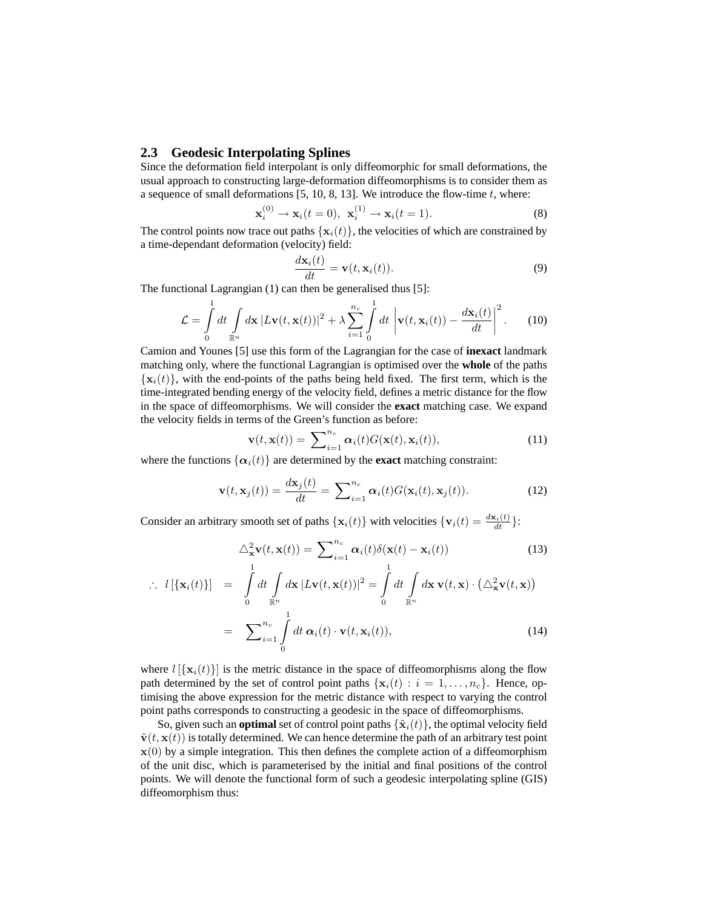## 2.3 Geodesic Interpolating Splines

Since the deformation field interpolant is only diffeomorphic for small deformations, the usual approach to constructing large-deformation diffeomorphisms is to consider them as a sequence of small deformations [5, 10, 8, 13]. We introduce the flow-time $t$, where:

$$\mathbf{x}_i^{(0)} \to \mathbf{x}_i(t=0),\ \ \mathbf{x}_i^{(1)} \to \mathbf{x}_i(t=1). \tag{8}$$

The control points now trace out paths $\{\mathbf{x}_i(t)\}$, the velocities of which are constrained by a time-dependant deformation (velocity) field:

$$\frac{d\mathbf{x}_i(t)}{dt} = \mathbf{v}(t, \mathbf{x}_i(t)). \tag{9}$$

The functional Lagrangian (1) can then be generalised thus [5]:

$$\mathcal{L} = \int_0^1 dt \int_{\mathbb{R}^n} d\mathbf{x}\, |L\mathbf{v}(t,\mathbf{x}(t))|^2 + \lambda \sum_{i=1}^{n_c} \int_0^1 dt\, \left| \mathbf{v}(t,\mathbf{x}_i(t)) - \frac{d\mathbf{x}_i(t)}{dt} \right|^2. \tag{10}$$

Camion and Younes [5] use this form of the Lagrangian for the case of **inexact** landmark matching only, where the functional Lagrangian is optimised over the **whole** of the paths $\{\mathbf{x}_i(t)\}$, with the end-points of the paths being held fixed. The first term, which is the time-integrated bending energy of the velocity field, defines a metric distance for the flow in the space of diffeomorphisms. We will consider the **exact** matching case. We expand the velocity fields in terms of the Green's function as before:

$$\mathbf{v}(t,\mathbf{x}(t)) = \sum_{i=1}^{n_c} \boldsymbol{\alpha}_i(t) G(\mathbf{x}(t), \mathbf{x}_i(t)), \tag{11}$$

where the functions $\{\boldsymbol{\alpha}_i(t)\}$ are determined by the **exact** matching constraint:

$$\mathbf{v}(t,\mathbf{x}_j(t)) = \frac{d\mathbf{x}_j(t)}{dt} = \sum_{i=1}^{n_c} \boldsymbol{\alpha}_i(t) G(\mathbf{x}_i(t), \mathbf{x}_j(t)). \tag{12}$$

Consider an arbitrary smooth set of paths $\{\mathbf{x}_i(t)\}$ with velocities $\{\mathbf{v}_i(t) = \frac{d\mathbf{x}_i(t)}{dt}\}$:

$$\triangle_{\mathbf{x}}^2 \mathbf{v}(t,\mathbf{x}(t)) = \sum_{i=1}^{n_c} \boldsymbol{\alpha}_i(t) \delta(\mathbf{x}(t) - \mathbf{x}_i(t)) \tag{13}$$

$$\begin{aligned} \therefore\ \ l\left[\{\mathbf{x}_i(t)\}\right] &= \int_0^1 dt \int_{\mathbb{R}^n} d\mathbf{x}\, |L\mathbf{v}(t,\mathbf{x}(t))|^2 = \int_0^1 dt \int_{\mathbb{R}^n} d\mathbf{x}\, \mathbf{v}(t,\mathbf{x}) \cdot \left( \triangle_{\mathbf{x}}^2 \mathbf{v}(t,\mathbf{x}) \right) \\ &= \sum_{i=1}^{n_c} \int_0^1 dt\, \boldsymbol{\alpha}_i(t) \cdot \mathbf{v}(t, \mathbf{x}_i(t)), \end{aligned} \tag{14}$$

where $l\left[\{\mathbf{x}_i(t)\}\right]$ is the metric distance in the space of diffeomorphisms along the flow path determined by the set of control point paths $\{\mathbf{x}_i(t) : i = 1, \ldots, n_c\}$. Hence, optimising the above expression for the metric distance with respect to varying the control point paths corresponds to constructing a geodesic in the space of diffeomorphisms.

So, given such an **optimal** set of control point paths $\{\tilde{\mathbf{x}}_i(t)\}$, the optimal velocity field $\tilde{\mathbf{v}}(t,\mathbf{x}(t))$ is totally determined. We can hence determine the path of an arbitrary test point $\mathbf{x}(0)$ by a simple integration. This then defines the complete action of a diffeomorphism of the unit disc, which is parameterised by the initial and final positions of the control points. We will denote the functional form of such a geodesic interpolating spline (GIS) diffeomorphism thus: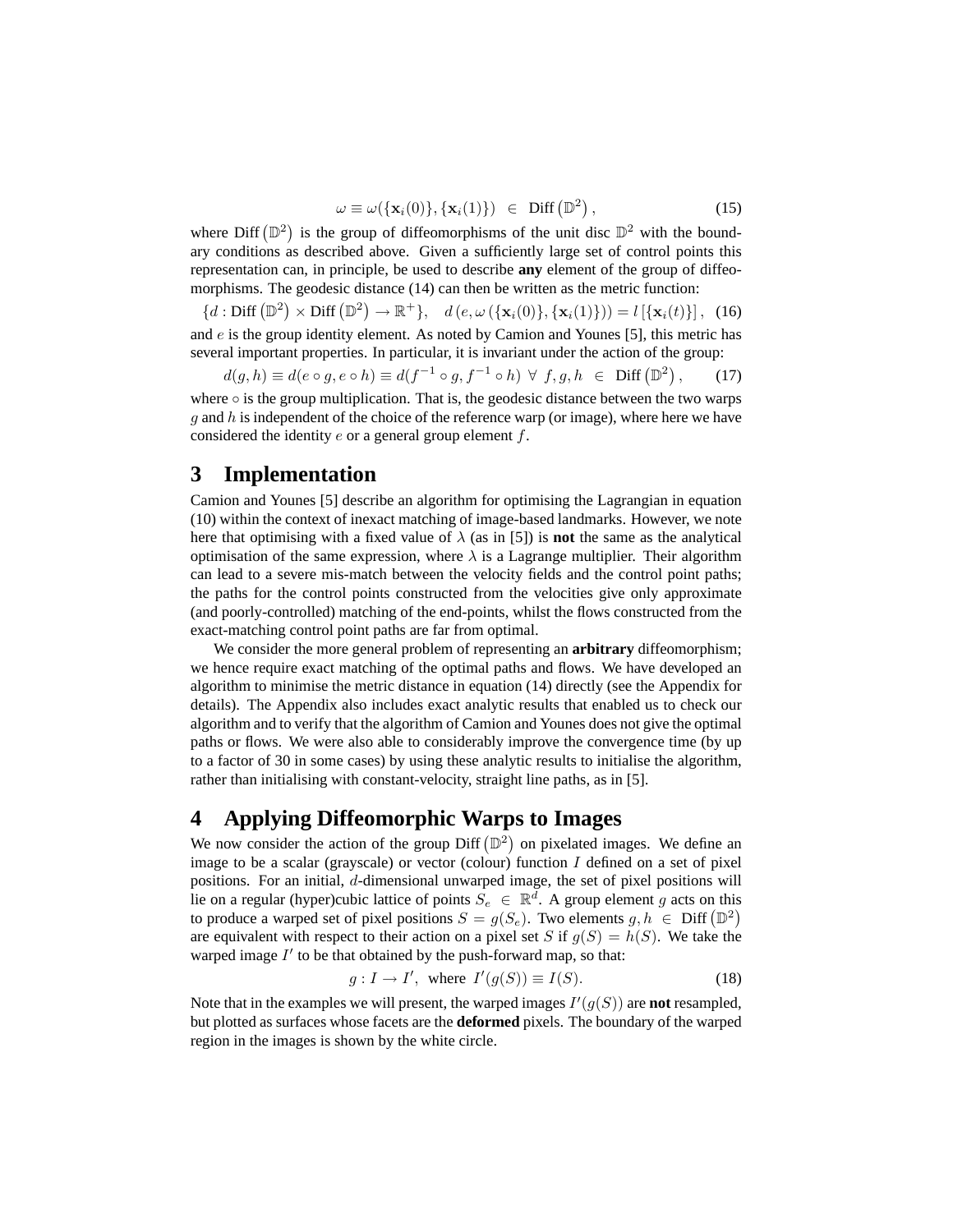$$\omega \equiv \omega(\{\mathbf{x}_i(0)\}, \{\mathbf{x}_i(1)\}) \in \text{Diff}\left(\mathbb{D}^2\right), \tag{15}$$

where $\text{Diff}\left(\mathbb{D}^2\right)$ is the group of diffeomorphisms of the unit disc $\mathbb{D}^2$ with the boundary conditions as described above. Given a sufficiently large set of control points this representation can, in principle, be used to describe **any** element of the group of diffeomorphisms. The geodesic distance (14) can then be written as the metric function:

$$\{d : \text{Diff}\left(\mathbb{D}^2\right) \times \text{Diff}\left(\mathbb{D}^2\right) \to \mathbb{R}^+\}, \quad d\left(e, \omega\left(\{\mathbf{x}_i(0)\}, \{\mathbf{x}_i(1)\}\right)\right) = l\left[\{\mathbf{x}_i(t)\}\right], \tag{16}$$

and $e$ is the group identity element. As noted by Camion and Younes [5], this metric has several important properties. In particular, it is invariant under the action of the group:

$$d(g, h) \equiv d(e \circ g, e \circ h) \equiv d(f^{-1} \circ g, f^{-1} \circ h) \;\forall\; f, g, h \in \text{Diff}\left(\mathbb{D}^2\right), \tag{17}$$

where $\circ$ is the group multiplication. That is, the geodesic distance between the two warps $g$ and $h$ is independent of the choice of the reference warp (or image), where here we have considered the identity $e$ or a general group element $f$.

# 3 Implementation

Camion and Younes [5] describe an algorithm for optimising the Lagrangian in equation (10) within the context of inexact matching of image-based landmarks. However, we note here that optimising with a fixed value of $\lambda$ (as in [5]) is **not** the same as the analytical optimisation of the same expression, where $\lambda$ is a Lagrange multiplier. Their algorithm can lead to a severe mis-match between the velocity fields and the control point paths; the paths for the control points constructed from the velocities give only approximate (and poorly-controlled) matching of the end-points, whilst the flows constructed from the exact-matching control point paths are far from optimal.

We consider the more general problem of representing an **arbitrary** diffeomorphism; we hence require exact matching of the optimal paths and flows. We have developed an algorithm to minimise the metric distance in equation (14) directly (see the Appendix for details). The Appendix also includes exact analytic results that enabled us to check our algorithm and to verify that the algorithm of Camion and Younes does not give the optimal paths or flows. We were also able to considerably improve the convergence time (by up to a factor of 30 in some cases) by using these analytic results to initialise the algorithm, rather than initialising with constant-velocity, straight line paths, as in [5].

# 4 Applying Diffeomorphic Warps to Images

We now consider the action of the group $\text{Diff}\left(\mathbb{D}^2\right)$ on pixelated images. We define an image to be a scalar (grayscale) or vector (colour) function $I$ defined on a set of pixel positions. For an initial, $d$-dimensional unwarped image, the set of pixel positions will lie on a regular (hyper)cubic lattice of points $S_e \in \mathbb{R}^d$. A group element $g$ acts on this to produce a warped set of pixel positions $S = g(S_e)$. Two elements $g, h \in \text{Diff}\left(\mathbb{D}^2\right)$ are equivalent with respect to their action on a pixel set $S$ if $g(S) = h(S)$. We take the warped image $I'$ to be that obtained by the push-forward map, so that:

$$g : I \to I', \text{ where } I'(g(S)) \equiv I(S). \tag{18}$$

Note that in the examples we will present, the warped images $I'(g(S))$ are **not** resampled, but plotted as surfaces whose facets are the **deformed** pixels. The boundary of the warped region in the images is shown by the white circle.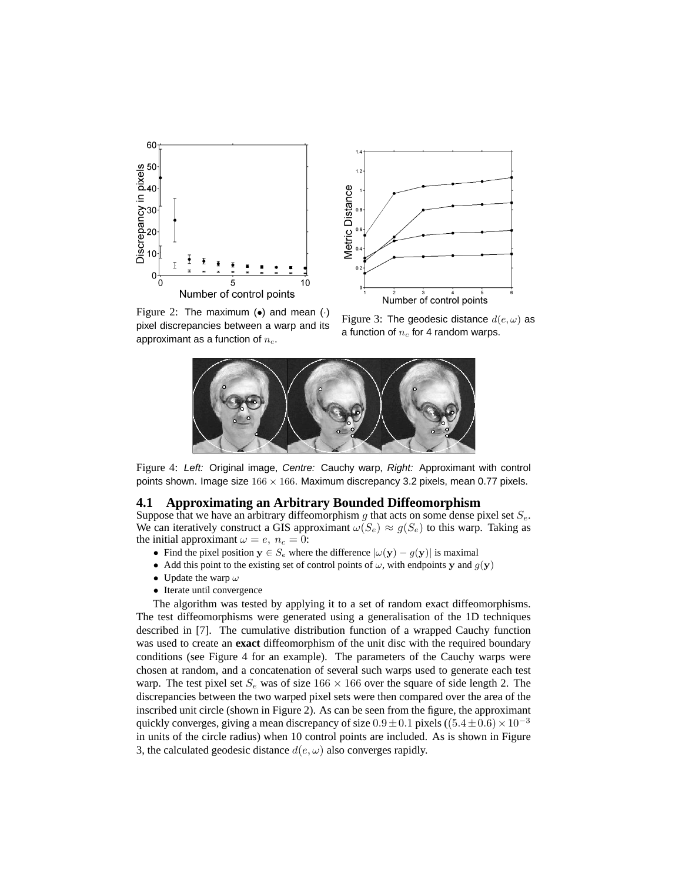Figure 2: The maximum (•) and mean (·) pixel discrepancies between a warp and its approximant as a function of $n_c$.

Figure 3: The geodesic distance $d(e, \omega)$ as a function of $n_c$ for 4 random warps.

Figure 4: *Left:* Original image, *Centre:* Cauchy warp, *Right:* Approximant with control points shown. Image size $166 \times 166$. Maximum discrepancy 3.2 pixels, mean 0.77 pixels.

## 4.1 Approximating an Arbitrary Bounded Diffeomorphism

Suppose that we have an arbitrary diffeomorphism $g$ that acts on some dense pixel set $S_e$. We can iteratively construct a GIS approximant $\omega(S_e) \approx g(S_e)$ to this warp. Taking as the initial approximant $\omega = e,\ n_c = 0$:

- Find the pixel position $\mathbf{y} \in S_e$ where the difference $|\omega(\mathbf{y}) - g(\mathbf{y})|$ is maximal
- Add this point to the existing set of control points of $\omega$, with endpoints $\mathbf{y}$ and $g(\mathbf{y})$
- Update the warp $\omega$
- Iterate until convergence

The algorithm was tested by applying it to a set of random exact diffeomorphisms. The test diffeomorphisms were generated using a generalisation of the 1D techniques described in [7]. The cumulative distribution function of a wrapped Cauchy function was used to create an **exact** diffeomorphism of the unit disc with the required boundary conditions (see Figure 4 for an example). The parameters of the Cauchy warps were chosen at random, and a concatenation of several such warps used to generate each test warp. The test pixel set $S_e$ was of size $166 \times 166$ over the square of side length 2. The discrepancies between the two warped pixel sets were then compared over the area of the inscribed unit circle (shown in Figure 2). As can be seen from the figure, the approximant quickly converges, giving a mean discrepancy of size $0.9 \pm 0.1$ pixels ($(5.4 \pm 0.6) \times 10^{-3}$ in units of the circle radius) when 10 control points are included. As is shown in Figure 3, the calculated geodesic distance $d(e, \omega)$ also converges rapidly.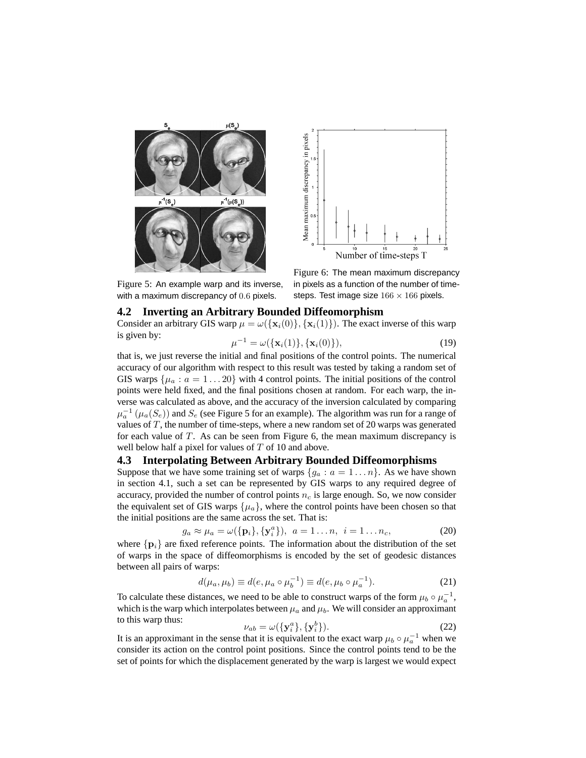Figure 5: An example warp and its inverse, with a maximum discrepancy of 0.6 pixels.

Figure 6: The mean maximum discrepancy in pixels as a function of the number of time-steps. Test image size $166 \times 166$ pixels.

### 4.2 Inverting an Arbitrary Bounded Diffeomorphism

Consider an arbitrary GIS warp $\mu = \omega(\{\mathbf{x}_i(0)\}, \{\mathbf{x}_i(1)\})$. The exact inverse of this warp is given by:

$$\mu^{-1} = \omega(\{\mathbf{x}_i(1)\}, \{\mathbf{x}_i(0)\}), \tag{19}$$

that is, we just reverse the initial and final positions of the control points. The numerical accuracy of our algorithm with respect to this result was tested by taking a random set of GIS warps $\{\mu_a : a = 1 \ldots 20\}$ with 4 control points. The initial positions of the control points were held fixed, and the final positions chosen at random. For each warp, the inverse was calculated as above, and the accuracy of the inversion calculated by comparing $\mu_a^{-1}(\mu_a(S_e))$ and $S_e$ (see Figure 5 for an example). The algorithm was run for a range of values of $T$, the number of time-steps, where a new random set of 20 warps was generated for each value of $T$. As can be seen from Figure 6, the mean maximum discrepancy is well below half a pixel for values of $T$ of 10 and above.

### 4.3 Interpolating Between Arbitrary Bounded Diffeomorphisms

Suppose that we have some training set of warps $\{g_a : a = 1 \ldots n\}$. As we have shown in section 4.1, such a set can be represented by GIS warps to any required degree of accuracy, provided the number of control points $n_c$ is large enough. So, we now consider the equivalent set of GIS warps $\{\mu_a\}$, where the control points have been chosen so that the initial positions are the same across the set. That is:

$$g_a \approx \mu_a = \omega(\{\mathbf{p}_i\}, \{\mathbf{y}_i^a\}), \;\; a = 1 \ldots n, \;\; i = 1 \ldots n_c, \tag{20}$$

where $\{\mathbf{p}_i\}$ are fixed reference points. The information about the distribution of the set of warps in the space of diffeomorphisms is encoded by the set of geodesic distances between all pairs of warps:

$$d(\mu_a, \mu_b) \equiv d(e, \mu_a \circ \mu_b^{-1}) \equiv d(e, \mu_b \circ \mu_a^{-1}). \tag{21}$$

To calculate these distances, we need to be able to construct warps of the form $\mu_b \circ \mu_a^{-1}$, which is the warp which interpolates between $\mu_a$ and $\mu_b$. We will consider an approximant to this warp thus:

$$\nu_{ab} = \omega(\{\mathbf{y}_i^a\}, \{\mathbf{y}_i^b\}). \tag{22}$$

It is an approximant in the sense that it is equivalent to the exact warp $\mu_b \circ \mu_a^{-1}$ when we consider its action on the control point positions. Since the control points tend to be the set of points for which the displacement generated by the warp is largest we would expect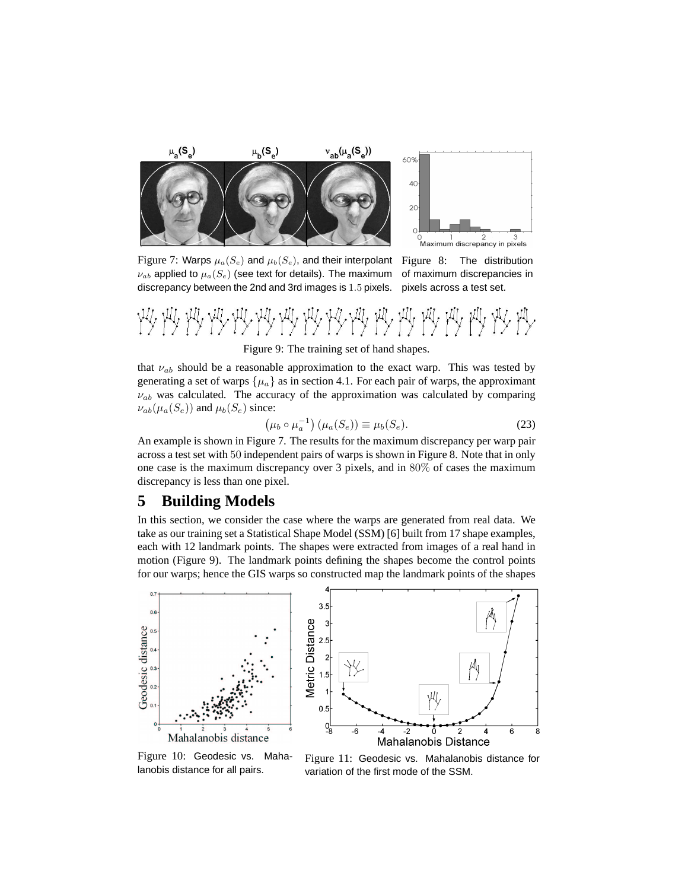Figure 7: Warps $\mu_a(S_e)$ and $\mu_b(S_e)$, and their interpolant $\nu_{ab}$ applied to $\mu_a(S_e)$ (see text for details). The maximum discrepancy between the 2nd and 3rd images is $1.5$ pixels.

Figure 8: The distribution of maximum discrepancies in pixels across a test set.

Figure 9: The training set of hand shapes.

that $\nu_{ab}$ should be a reasonable approximation to the exact warp. This was tested by generating a set of warps $\{\mu_a\}$ as in section 4.1. For each pair of warps, the approximant $\nu_{ab}$ was calculated. The accuracy of the approximation was calculated by comparing $\nu_{ab}(\mu_a(S_e))$ and $\mu_b(S_e)$ since:

$$\left(\mu_b \circ \mu_a^{-1}\right)(\mu_a(S_e)) \equiv \mu_b(S_e). \tag{23}$$

An example is shown in Figure 7. The results for the maximum discrepancy per warp pair across a test set with $50$ independent pairs of warps is shown in Figure 8. Note that in only one case is the maximum discrepancy over 3 pixels, and in $80\%$ of cases the maximum discrepancy is less than one pixel.

## 5 Building Models

In this section, we consider the case where the warps are generated from real data. We take as our training set a Statistical Shape Model (SSM) [6] built from 17 shape examples, each with 12 landmark points. The shapes were extracted from images of a real hand in motion (Figure 9). The landmark points defining the shapes become the control points for our warps; hence the GIS warps so constructed map the landmark points of the shapes

Figure 10: Geodesic vs. Mahalanobis distance for all pairs.

Figure 11: Geodesic vs. Mahalanobis distance for variation of the first mode of the SSM.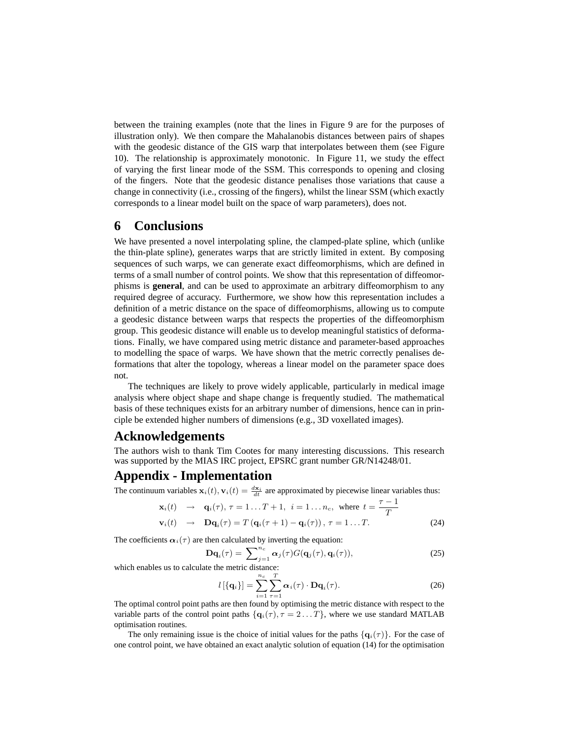between the training examples (note that the lines in Figure 9 are for the purposes of illustration only). We then compare the Mahalanobis distances between pairs of shapes with the geodesic distance of the GIS warp that interpolates between them (see Figure 10). The relationship is approximately monotonic. In Figure 11, we study the effect of varying the first linear mode of the SSM. This corresponds to opening and closing of the fingers. Note that the geodesic distance penalises those variations that cause a change in connectivity (i.e., crossing of the fingers), whilst the linear SSM (which exactly corresponds to a linear model built on the space of warp parameters), does not.

## 6 Conclusions

We have presented a novel interpolating spline, the clamped-plate spline, which (unlike the thin-plate spline), generates warps that are strictly limited in extent. By composing sequences of such warps, we can generate exact diffeomorphisms, which are defined in terms of a small number of control points. We show that this representation of diffeomorphisms is **general**, and can be used to approximate an arbitrary diffeomorphism to any required degree of accuracy. Furthermore, we show how this representation includes a definition of a metric distance on the space of diffeomorphisms, allowing us to compute a geodesic distance between warps that respects the properties of the diffeomorphism group. This geodesic distance will enable us to develop meaningful statistics of deformations. Finally, we have compared using metric distance and parameter-based approaches to modelling the space of warps. We have shown that the metric correctly penalises deformations that alter the topology, whereas a linear model on the parameter space does not.

The techniques are likely to prove widely applicable, particularly in medical image analysis where object shape and shape change is frequently studied. The mathematical basis of these techniques exists for an arbitrary number of dimensions, hence can in principle be extended higher numbers of dimensions (e.g., 3D voxellated images).

## Acknowledgements

The authors wish to thank Tim Cootes for many interesting discussions. This research was supported by the MIAS IRC project, EPSRC grant number GR/N14248/01.

## Appendix - Implementation

The continuum variables $\mathbf{x}_i(t), \mathbf{v}_i(t) = \frac{d\mathbf{x}_i}{dt}$ are approximated by piecewise linear variables thus:

$$\begin{aligned}
\mathbf{x}_i(t) &\rightarrow \mathbf{q}_i(\tau),\, \tau = 1 \ldots T+1,\ i = 1 \ldots n_c, \text{ where } t = \frac{\tau - 1}{T} \\
\mathbf{v}_i(t) &\rightarrow \mathbf{D}\mathbf{q}_i(\tau) = T\left(\mathbf{q}_i(\tau+1) - \mathbf{q}_i(\tau)\right),\, \tau = 1 \ldots T.
\end{aligned} \tag{24}$$

The coefficients $\boldsymbol{\alpha}_i(\tau)$ are then calculated by inverting the equation:

$$\mathbf{D}\mathbf{q}_i(\tau) = \sum_{j=1}^{n_c} \boldsymbol{\alpha}_j(\tau) G(\mathbf{q}_j(\tau), \mathbf{q}_i(\tau)), \tag{25}$$

which enables us to calculate the metric distance:

$$l\left[\{\mathbf{q}_i\}\right] = \sum_{i=1}^{n_c} \sum_{\tau=1}^{T} \boldsymbol{\alpha}_i(\tau) \cdot \mathbf{D}\mathbf{q}_i(\tau). \tag{26}$$

The optimal control point paths are then found by optimising the metric distance with respect to the variable parts of the control point paths $\{\mathbf{q}_i(\tau), \tau = 2 \ldots T\}$, where we use standard MATLAB optimisation routines.

The only remaining issue is the choice of initial values for the paths $\{\mathbf{q}_i(\tau)\}$. For the case of one control point, we have obtained an exact analytic solution of equation (14) for the optimisation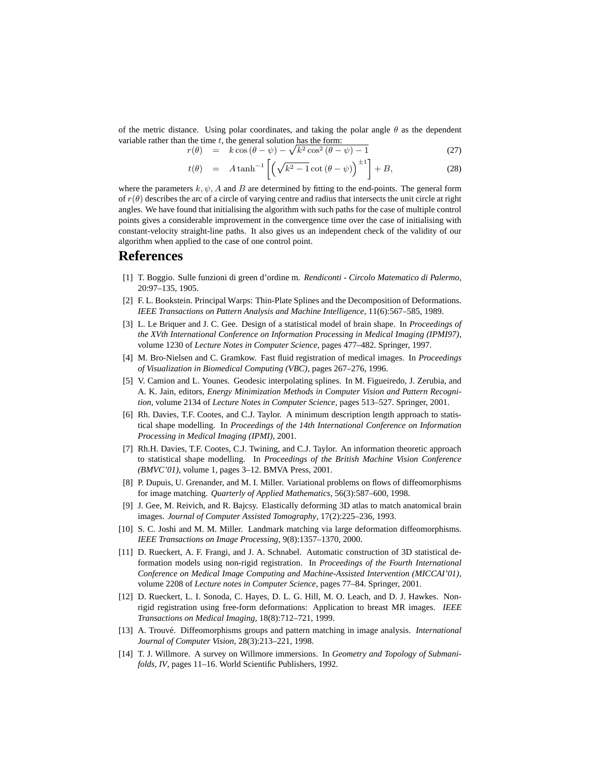of the metric distance. Using polar coordinates, and taking the polar angle $\theta$ as the dependent variable rather than the time $t$, the general solution has the form:

$$r(\theta) = k\cos(\theta - \psi) - \sqrt{k^2\cos^2(\theta - \psi) - 1} \tag{27}$$

$$t(\theta) = A\tanh^{-1}\left[\left(\sqrt{k^2 - 1}\cot(\theta - \psi)\right)^{\pm 1}\right] + B, \tag{28}$$

where the parameters $k, \psi, A$ and $B$ are determined by fitting to the end-points. The general form of $r(\theta)$ describes the arc of a circle of varying centre and radius that intersects the unit circle at right angles. We have found that initialising the algorithm with such paths for the case of multiple control points gives a considerable improvement in the convergence time over the case of initialising with constant-velocity straight-line paths. It also gives us an independent check of the validity of our algorithm when applied to the case of one control point.

# References

[1] T. Boggio. Sulle funzioni di green d'ordine m. *Rendiconti - Circolo Matematico di Palermo*, 20:97–135, 1905.

[2] F. L. Bookstein. Principal Warps: Thin-Plate Splines and the Decomposition of Deformations. *IEEE Transactions on Pattern Analysis and Machine Intelligence*, 11(6):567–585, 1989.

[3] L. Le Briquer and J. C. Gee. Design of a statistical model of brain shape. In *Proceedings of the XVth International Conference on Information Processing in Medical Imaging (IPMI97)*, volume 1230 of *Lecture Notes in Computer Science*, pages 477–482. Springer, 1997.

[4] M. Bro-Nielsen and C. Gramkow. Fast fluid registration of medical images. In *Proceedings of Visualization in Biomedical Computing (VBC)*, pages 267–276, 1996.

[5] V. Camion and L. Younes. Geodesic interpolating splines. In M. Figueiredo, J. Zerubia, and A. K. Jain, editors, *Energy Minimization Methods in Computer Vision and Pattern Recognition*, volume 2134 of *Lecture Notes in Computer Science*, pages 513–527. Springer, 2001.

[6] Rh. Davies, T.F. Cootes, and C.J. Taylor. A minimum description length approach to statistical shape modelling. In *Proceedings of the 14th International Conference on Information Processing in Medical Imaging (IPMI)*, 2001.

[7] Rh.H. Davies, T.F. Cootes, C.J. Twining, and C.J. Taylor. An information theoretic approach to statistical shape modelling. In *Proceedings of the British Machine Vision Conference (BMVC'01)*, volume 1, pages 3–12. BMVA Press, 2001.

[8] P. Dupuis, U. Grenander, and M. I. Miller. Variational problems on flows of diffeomorphisms for image matching. *Quarterly of Applied Mathematics*, 56(3):587–600, 1998.

[9] J. Gee, M. Reivich, and R. Bajcsy. Elastically deforming 3D atlas to match anatomical brain images. *Journal of Computer Assisted Tomography*, 17(2):225–236, 1993.

[10] S. C. Joshi and M. M. Miller. Landmark matching via large deformation diffeomorphisms. *IEEE Transactions on Image Processing*, 9(8):1357–1370, 2000.

[11] D. Rueckert, A. F. Frangi, and J. A. Schnabel. Automatic construction of 3D statistical deformation models using non-rigid registration. In *Proceedings of the Fourth International Conference on Medical Image Computing and Machine-Assisted Intervention (MICCAI'01)*, volume 2208 of *Lecture notes in Computer Science*, pages 77–84. Springer, 2001.

[12] D. Rueckert, L. I. Sonoda, C. Hayes, D. L. G. Hill, M. O. Leach, and D. J. Hawkes. Non-rigid registration using free-form deformations: Application to breast MR images. *IEEE Transactions on Medical Imaging*, 18(8):712–721, 1999.

[13] A. Trouvé. Diffeomorphisms groups and pattern matching in image analysis. *International Journal of Computer Vision*, 28(3):213–221, 1998.

[14] T. J. Willmore. A survey on Willmore immersions. In *Geometry and Topology of Submanifolds, IV*, pages 11–16. World Scientific Publishers, 1992.